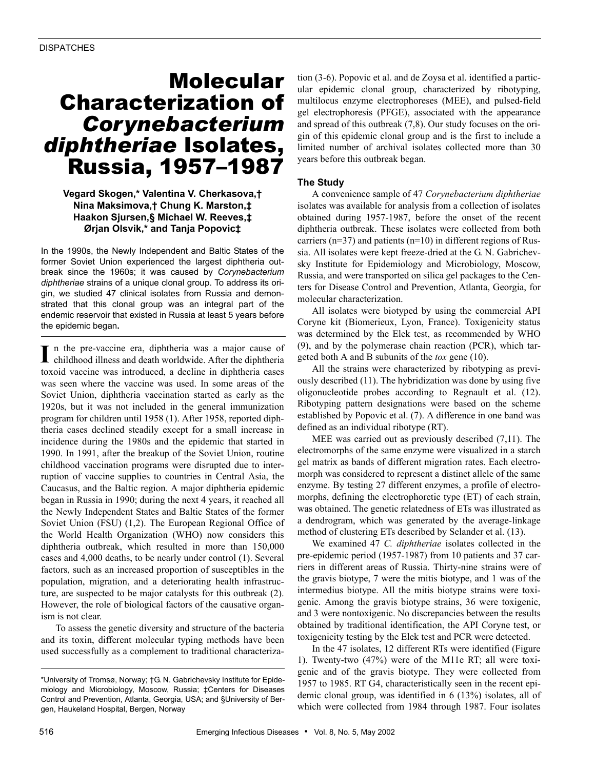DISPATCHES

# Molecular Characterization of *Corynebacterium diphtheriae* Isolates, Russia, 1957–1987

**Vegard Skogen,\* Valentina V. Cherkasova,† Nina Maksimova,† Chung K. Marston,‡ Haakon Sjursen,§ Michael W. Reeves,‡ Ørjan Olsvik,\* and Tanja Popovic‡**

In the 1990s, the Newly Independent and Baltic States of the former Soviet Union experienced the largest diphtheria outbreak since the 1960s; it was caused by *Corynebacterium diphtheriae* strains of a unique clonal group. To address its origin, we studied 47 clinical isolates from Russia and demonstrated that this clonal group was an integral part of the endemic reservoir that existed in Russia at least 5 years before the epidemic began.

In the pre-vaccine era, diphtheria was a major cause of childhood illness and death worldwide. After the diphtheria toxoid vaccine was introduced, a decline in diphtheria cases was seen where the vaccine was used. In some areas of the Soviet Union, diphtheria vaccination started as early as the 1920s, but it was not included in the general immunization program for children until 1958 (1). After 1958, reported diphtheria cases declined steadily except for a small increase in incidence during the 1980s and the epidemic that started in 1990. In 1991, after the breakup of the Soviet Union, routine childhood vaccination programs were disrupted due to interruption of vaccine supplies to countries in Central Asia, the Caucasus, and the Baltic region. A major diphtheria epidemic began in Russia in 1990; during the next 4 years, it reached all the Newly Independent States and Baltic States of the former Soviet Union (FSU) (1,2). The European Regional Office of the World Health Organization (WHO) now considers this diphtheria outbreak, which resulted in more than 150,000 cases and 4,000 deaths, to be nearly under control (1). Several factors, such as an increased proportion of susceptibles in the population, migration, and a deteriorating health infrastructure, are suspected to be major catalysts for this outbreak (2). However, the role of biological factors of the causative organism is not clear.

To assess the genetic diversity and structure of the bacteria and its toxin, different molecular typing methods have been used successfully as a complement to traditional characterization (3-6). Popovic et al. and de Zoysa et al. identified a particular epidemic clonal group, characterized by ribotyping, multilocus enzyme electrophoreses (MEE), and pulsed-field gel electrophoresis (PFGE), associated with the appearance and spread of this outbreak (7,8). Our study focuses on the origin of this epidemic clonal group and is the first to include a limited number of archival isolates collected more than 30 years before this outbreak began.

\*University of Tromsø, Norway; †G. N. Gabrichevsky Institute for Epidemiology and Microbiology, Moscow, Russia; ‡Centers for Diseases Control and Prevention, Atlanta, Georgia, USA; and §University of Bergen, Haukeland Hospital, Bergen, Norway

## The Study

A convenience sample of 47 *Corynebacterium diphtheriae* isolates was available for analysis from a collection of isolates obtained during 1957-1987, before the onset of the recent diphtheria outbreak. These isolates were collected from both carriers (n=37) and patients (n=10) in different regions of Russia. All isolates were kept freeze-dried at the G. N. Gabrichevsky Institute for Epidemiology and Microbiology, Moscow, Russia, and were transported on silica gel packages to the Centers for Disease Control and Prevention, Atlanta, Georgia, for molecular characterization.

All isolates were biotyped by using the commercial API Coryne kit (Biomerieux, Lyon, France). Toxigenicity status was determined by the Elek test, as recommended by WHO (9), and by the polymerase chain reaction (PCR), which targeted both A and B subunits of the *tox* gene (10).

All the strains were characterized by ribotyping as previously described (11). The hybridization was done by using five oligonucleotide probes according to Regnault et al. (12). Ribotyping pattern designations were based on the scheme established by Popovic et al. (7). A difference in one band was defined as an individual ribotype (RT).

MEE was carried out as previously described (7,11). The electromorphs of the same enzyme were visualized in a starch gel matrix as bands of different migration rates. Each electromorph was considered to represent a distinct allele of the same enzyme. By testing 27 different enzymes, a profile of electromorphs, defining the electrophoretic type (ET) of each strain, was obtained. The genetic relatedness of ETs was illustrated as a dendrogram, which was generated by the average-linkage method of clustering ETs described by Selander et al. (13).

We examined 47 *C. diphtheriae* isolates collected in the pre-epidemic period (1957-1987) from 10 patients and 37 carriers in different areas of Russia. Thirty-nine strains were of the gravis biotype, 7 were the mitis biotype, and 1 was of the intermedius biotype. All the mitis biotype strains were toxigenic. Among the gravis biotype strains, 36 were toxigenic, and 3 were nontoxigenic. No discrepancies between the results obtained by traditional identification, the API Coryne test, or toxigenicity testing by the Elek test and PCR were detected.

In the 47 isolates, 12 different RTs were identified (Figure 1). Twenty-two (47%) were of the M11e RT; all were toxigenic and of the gravis biotype. They were collected from 1957 to 1985. RT G4, characteristically seen in the recent epidemic clonal group, was identified in 6 (13%) isolates, all of which were collected from 1984 through 1987. Four isolates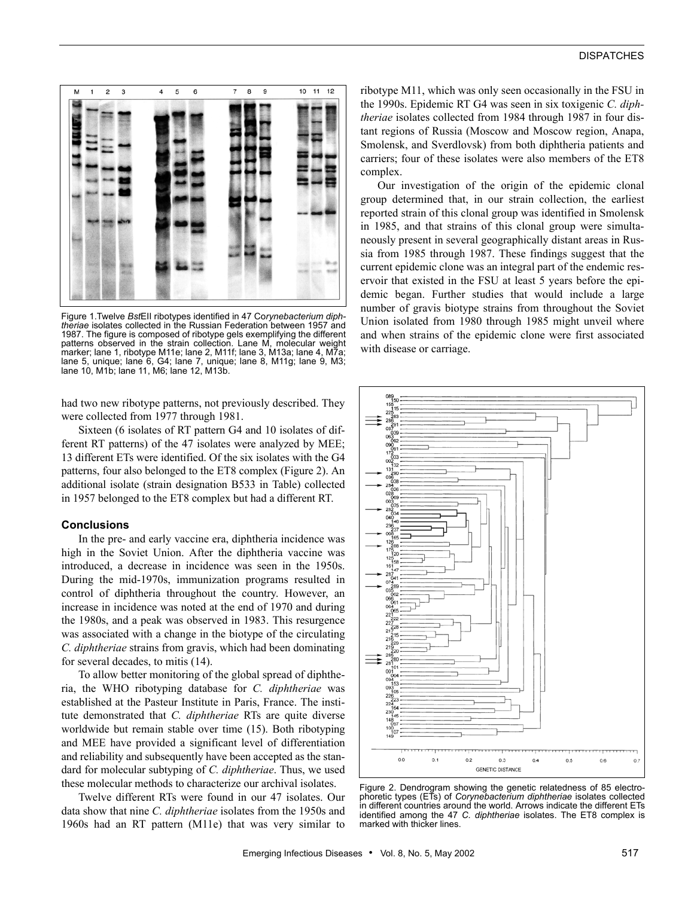Figure 1. Twelve *Bst*EII ribotypes identified in 47 *Corynebacterium diphtheriae* isolates collected in the Russian Federation between 1957 and 1987. The figure is composed of ribotype gels exemplifying the different patterns observed in the strain collection. Lane M, molecular weight marker; lane 1, ribotype M11e; lane 2, M11f; lane 3, M13a; lane 4, M7a; lane 5, unique; lane 6, G4; lane 7, unique; lane 8, M11g; lane 9, M3; lane 10, M1b; lane 11, M6; lane 12, M13b.

had two new ribotype patterns, not previously described. They were collected from 1977 through 1981.

Sixteen (6 isolates of RT pattern G4 and 10 isolates of different RT patterns) of the 47 isolates were analyzed by MEE; 13 different ETs were identified. Of the six isolates with the G4 patterns, four also belonged to the ET8 complex (Figure 2). An additional isolate (strain designation B533 in Table) collected in 1957 belonged to the ET8 complex but had a different RT.

### Conclusions

In the pre- and early vaccine era, diphtheria incidence was high in the Soviet Union. After the diphtheria vaccine was introduced, a decrease in incidence was seen in the 1950s. During the mid-1970s, immunization programs resulted in control of diphtheria throughout the country. However, an increase in incidence was noted at the end of 1970 and during the 1980s, and a peak was observed in 1983. This resurgence was associated with a change in the biotype of the circulating *C. diphtheriae* strains from gravis, which had been dominating for several decades, to mitis (14).

To allow better monitoring of the global spread of diphtheria, the WHO ribotyping database for *C. diphtheriae* was established at the Pasteur Institute in Paris, France. The institute demonstrated that *C. diphtheriae* RTs are quite diverse worldwide but remain stable over time (15). Both ribotyping and MEE have provided a significant level of differentiation and reliability and subsequently have been accepted as the standard for molecular subtyping of *C. diphtheriae*. Thus, we used these molecular methods to characterize our archival isolates.

Twelve different RTs were found in our 47 isolates. Our data show that nine *C. diphtheriae* isolates from the 1950s and 1960s had an RT pattern (M11e) that was very similar to ribotype M11, which was only seen occasionally in the FSU in the 1990s. Epidemic RT G4 was seen in six toxigenic *C. diphtheriae* isolates collected from 1984 through 1987 in four distant regions of Russia (Moscow and Moscow region, Anapa, Smolensk, and Sverdlovsk) from both diphtheria patients and carriers; four of these isolates were also members of the ET8 complex.

Our investigation of the origin of the epidemic clonal group determined that, in our strain collection, the earliest reported strain of this clonal group was identified in Smolensk in 1985, and that strains of this clonal group were simultaneously present in several geographically distant areas in Russia from 1985 through 1987. These findings suggest that the current epidemic clone was an integral part of the endemic reservoir that existed in the FSU at least 5 years before the epidemic began. Further studies that would include a large number of gravis biotype strains from throughout the Soviet Union isolated from 1980 through 1985 might unveil where and when strains of the epidemic clone were first associated with disease or carriage.

Figure 2. Dendrogram showing the genetic relatedness of 85 electrophoretic types (ETs) of *Corynebacterium diphtheriae* isolates collected in different countries around the world. Arrows indicate the different ETs identified among the 47 *C. diphtheriae* isolates. The ET8 complex is marked with thicker lines.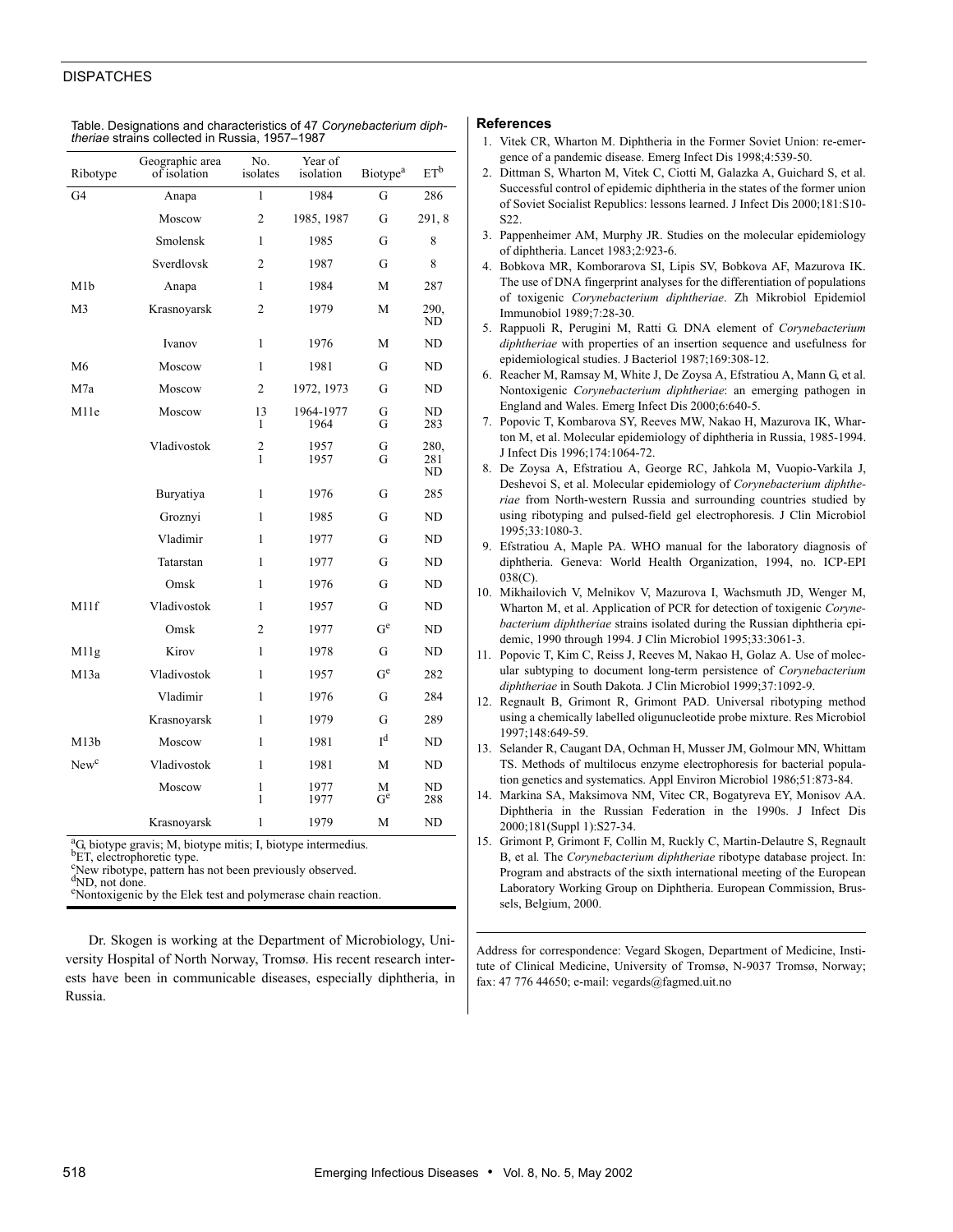Table. Designations and characteristics of 47 *Corynebacterium diphtheriae* strains collected in Russia, 1957–1987

| Ribotype | Geographic area of isolation | No. isolates | Year of isolation | Biotype[a] | ET[b] |
|---|---|---|---|---|---|
| G4 | Anapa | 1 | 1984 | G | 286 |
| | Moscow | 2 | 1985, 1987 | G | 291, 8 |
| | Smolensk | 1 | 1985 | G | 8 |
| | Sverdlovsk | 2 | 1987 | G | 8 |
| M1b | Anapa | 1 | 1984 | M | 287 |
| M3 | Krasnoyarsk | 2 | 1979 | M | 290, ND |
| | Ivanov | 1 | 1976 | M | ND |
| M6 | Moscow | 1 | 1981 | G | ND |
| M7a | Moscow | 2 | 1972, 1973 | G | ND |
| M11e | Moscow | 13<br>1 | 1964-1977<br>1964 | G<br>G | ND<br>283 |
| | Vladivostok | 2<br>1 | 1957<br>1957 | G<br>G | 280, 281<br>ND |
| | Buryatiya | 1 | 1976 | G | 285 |
| | Groznyi | 1 | 1985 | G | ND |
| | Vladimir | 1 | 1977 | G | ND |
| | Tatarstan | 1 | 1977 | G | ND |
| | Omsk | 1 | 1976 | G | ND |
| M11f | Vladivostok | 1 | 1957 | G | ND |
| | Omsk | 2 | 1977 | G[e] | ND |
| M11g | Kirov | 1 | 1978 | G | ND |
| M13a | Vladivostok | 1 | 1957 | G[e] | 282 |
| | Vladimir | 1 | 1976 | G | 284 |
| | Krasnoyarsk | 1 | 1979 | G | 289 |
| M13b | Moscow | 1 | 1981 | I[d] | ND |
| New[c] | Vladivostok | 1 | 1981 | M | ND |
| | Moscow | 1<br>1 | 1977<br>1977 | M<br>G[e] | ND<br>288 |
| | Krasnoyarsk | 1 | 1979 | M | ND |

[a]G, biotype gravis; M, biotype mitis; I, biotype intermedius.
[b]ET, electrophoretic type.
[c]New ribotype, pattern has not been previously observed.
[d]ND, not done.
[e]Nontoxigenic by the Elek test and polymerase chain reaction.

Dr. Skogen is working at the Department of Microbiology, University Hospital of North Norway, Tromsø. His recent research interests have been in communicable diseases, especially diphtheria, in Russia.

## References

1. Vitek CR, Wharton M. Diphtheria in the Former Soviet Union: re-emergence of a pandemic disease. Emerg Infect Dis 1998;4:539-50.
2. Dittman S, Wharton M, Vitek C, Ciotti M, Galazka A, Guichard S, et al. Successful control of epidemic diphtheria in the states of the former union of Soviet Socialist Republics: lessons learned. J Infect Dis 2000;181:S10-S22.
3. Pappenheimer AM, Murphy JR. Studies on the molecular epidemiology of diphtheria. Lancet 1983;2:923-6.
4. Bobkova MR, Komborarova SI, Lipis SV, Bobkova AF, Mazurova IK. The use of DNA fingerprint analyses for the differentiation of populations of toxigenic *Corynebacterium diphtheriae*. Zh Mikrobiol Epidemiol Immunobiol 1989;7:28-30.
5. Rappuoli R, Perugini M, Ratti G. DNA element of *Corynebacterium diphtheriae* with properties of an insertion sequence and usefulness for epidemiological studies. J Bacteriol 1987;169:308-12.
6. Reacher M, Ramsay M, White J, De Zoysa A, Efstratiou A, Mann G, et al. Nontoxigenic *Corynebacterium diphtheriae*: an emerging pathogen in England and Wales. Emerg Infect Dis 2000;6:640-5.
7. Popovic T, Kombarova SY, Reeves MW, Nakao H, Mazurova IK, Wharton M, et al. Molecular epidemiology of diphtheria in Russia, 1985-1994. J Infect Dis 1996;174:1064-72.
8. De Zoysa A, Efstratiou A, George RC, Jahkola M, Vuopio-Varkila J, Deshevoi S, et al. Molecular epidemiology of *Corynebacterium diphtheriae* from North-western Russia and surrounding countries studied by using ribotyping and pulsed-field gel electrophoresis. J Clin Microbiol 1995;33:1080-3.
9. Efstratiou A, Maple PA. WHO manual for the laboratory diagnosis of diphtheria. Geneva: World Health Organization, 1994, no. ICP-EPI 038(C).
10. Mikhailovich V, Melnikov V, Mazurova I, Wachsmuth JD, Wenger M, Wharton M, et al. Application of PCR for detection of toxigenic *Corynebacterium diphtheriae* strains isolated during the Russian diphtheria epidemic, 1990 through 1994. J Clin Microbiol 1995;33:3061-3.
11. Popovic T, Kim C, Reiss J, Reeves M, Nakao H, Golaz A. Use of molecular subtyping to document long-term persistence of *Corynebacterium diphtheriae* in South Dakota. J Clin Microbiol 1999;37:1092-9.
12. Regnault B, Grimont R, Grimont PAD. Universal ribotyping method using a chemically labelled oligunucleotide probe mixture. Res Microbiol 1997;148:649-59.
13. Selander R, Caugant DA, Ochman H, Musser JM, Golmour MN, Whittam TS. Methods of multilocus enzyme electrophoresis for bacterial population genetics and systematics. Appl Environ Microbiol 1986;51:873-84.
14. Markina SA, Maksimova NM, Vitec CR, Bogatyreva EY, Monisov AA. Diphtheria in the Russian Federation in the 1990s. J Infect Dis 2000;181(Suppl 1):S27-34.
15. Grimont P, Grimont F, Collin M, Ruckly C, Martin-Delautre S, Regnault B, et al. The *Corynebacterium diphtheriae* ribotype database project. In: Program and abstracts of the sixth international meeting of the European Laboratory Working Group on Diphtheria. European Commission, Brussels, Belgium, 2000.

Address for correspondence: Vegard Skogen, Department of Medicine, Institute of Clinical Medicine, University of Tromsø, N-9037 Tromsø, Norway; fax: 47 776 44650; e-mail: vegards@fagmed.uit.no